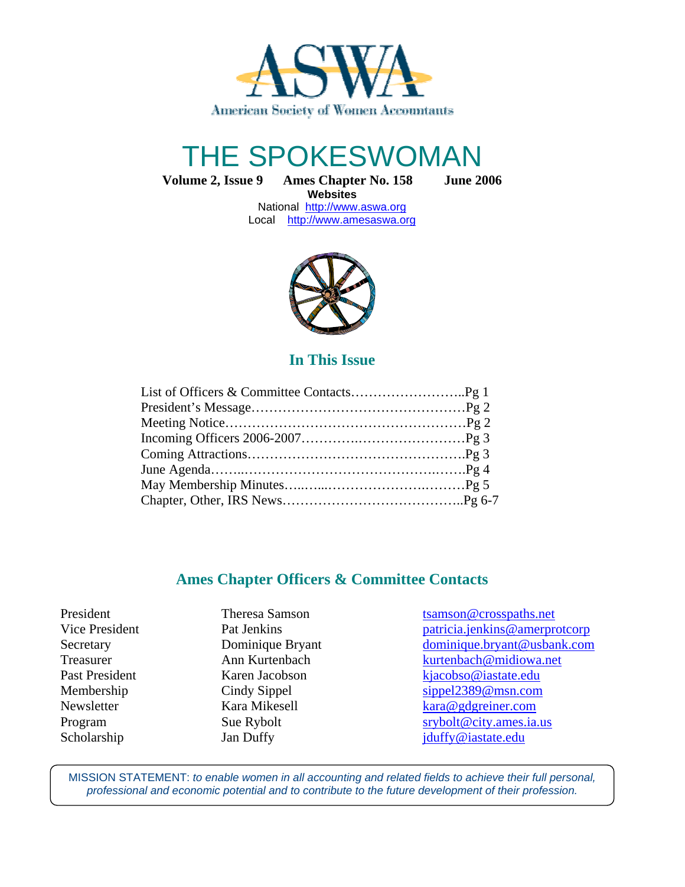American Society of Women Accountants

# THE SPOKESWOMAN

**Volume 2, Issue 9 Ames Chapter No. 158 June 2006**

**Websites**

National http://www.aswa.org

Local http://www.amesaswa.org

## In This Issue

List of Officers & Committee Contacts……………………..Pg 1
President's Message…………………………………………Pg 2
Meeting Notice………………………………………………Pg 2
Incoming Officers 2006-2007……………………………Pg 3
Coming Attractions……………………………………….Pg 3
June Agenda……………………………………………….Pg 4
May Membership Minutes……………………………Pg 5
Chapter, Other, IRS News………………………………..Pg 6-7

## Ames Chapter Officers & Committee Contacts

| | | |
|---|---|---|
| President | Theresa Samson | tsamson@crosspaths.net |
| Vice President | Pat Jenkins | patricia.jenkins@amerprotcorp |
| Secretary | Dominique Bryant | dominique.bryant@usbank.com |
| Treasurer | Ann Kurtenbach | kurtenbach@midiowa.net |
| Past President | Karen Jacobson | kjacobso@iastate.edu |
| Membership | Cindy Sippel | sippel2389@msn.com |
| Newsletter | Kara Mikesell | kara@gdgreiner.com |
| Program | Sue Rybolt | srybolt@city.ames.ia.us |
| Scholarship | Jan Duffy | jduffy@iastate.edu |

MISSION STATEMENT: *to enable women in all accounting and related fields to achieve their full personal, professional and economic potential and to contribute to the future development of their profession.*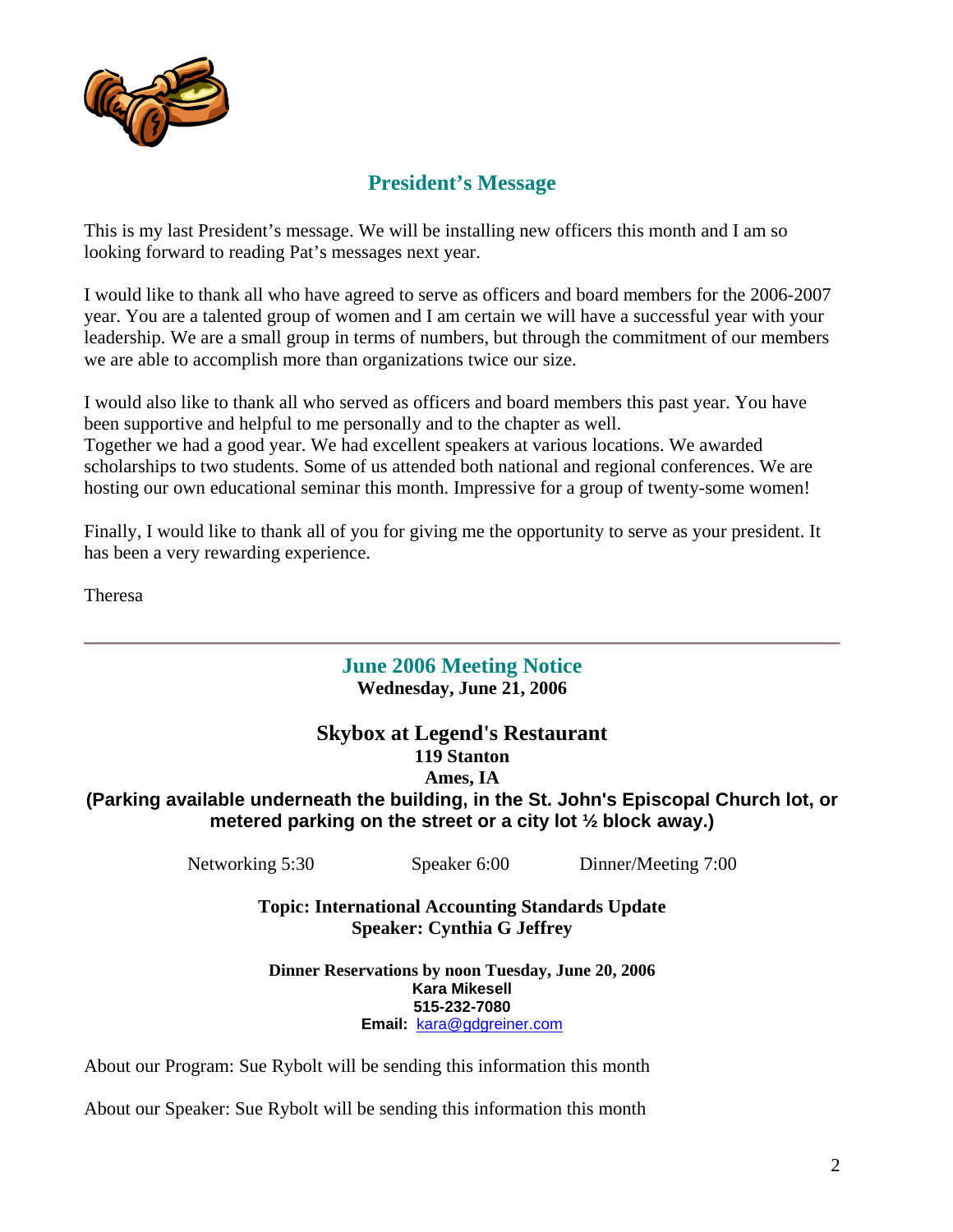## President's Message

This is my last President's message. We will be installing new officers this month and I am so looking forward to reading Pat's messages next year.

I would like to thank all who have agreed to serve as officers and board members for the 2006-2007 year. You are a talented group of women and I am certain we will have a successful year with your leadership. We are a small group in terms of numbers, but through the commitment of our members we are able to accomplish more than organizations twice our size.

I would also like to thank all who served as officers and board members this past year. You have been supportive and helpful to me personally and to the chapter as well.
Together we had a good year. We had excellent speakers at various locations. We awarded scholarships to two students. Some of us attended both national and regional conferences. We are hosting our own educational seminar this month. Impressive for a group of twenty-some women!

Finally, I would like to thank all of you for giving me the opportunity to serve as your president. It has been a very rewarding experience.

Theresa

---

## June 2006 Meeting Notice

**Wednesday, June 21, 2006**

### Skybox at Legend's Restaurant

**119 Stanton**
**Ames, IA**
**(Parking available underneath the building, in the St. John's Episcopal Church lot, or metered parking on the street or a city lot ½ block away.)**

Networking 5:30 Speaker 6:00 Dinner/Meeting 7:00

**Topic: International Accounting Standards Update**
**Speaker: Cynthia G Jeffrey**

**Dinner Reservations by noon Tuesday, June 20, 2006**
**Kara Mikesell**
**515-232-7080**
**Email:** kara@gdgreiner.com

About our Program: Sue Rybolt will be sending this information this month

About our Speaker: Sue Rybolt will be sending this information this month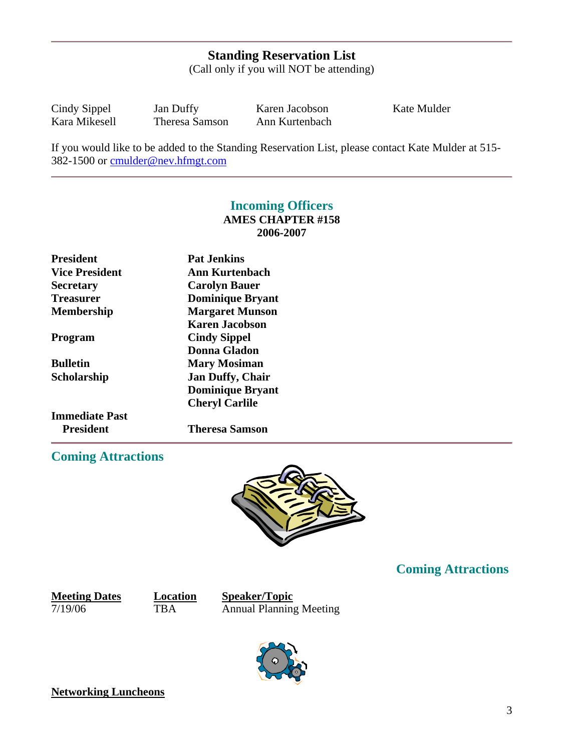## Standing Reservation List

(Call only if you will NOT be attending)

| | | | |
|---|---|---|---|
| Cindy Sippel | Jan Duffy | Karen Jacobson | Kate Mulder |
| Kara Mikesell | Theresa Samson | Ann Kurtenbach | |

If you would like to be added to the Standing Reservation List, please contact Kate Mulder at 515-382-1500 or cmulder@nev.hfmgt.com

---

## Incoming Officers

**AMES CHAPTER #158**
**2006-2007**

| | |
|---|---|
| **President** | **Pat Jenkins** |
| **Vice President** | **Ann Kurtenbach** |
| **Secretary** | **Carolyn Bauer** |
| **Treasurer** | **Dominique Bryant** |
| **Membership** | **Margaret Munson** |
| | **Karen Jacobson** |
| **Program** | **Cindy Sippel** |
| | **Donna Gladon** |
| **Bulletin** | **Mary Mosiman** |
| **Scholarship** | **Jan Duffy, Chair** |
| | **Dominique Bryant** |
| | **Cheryl Carlile** |
| **Immediate Past President** | **Theresa Samson** |

---

## Coming Attractions

## Coming Attractions

| Meeting Dates | Location | Speaker/Topic |
|---|---|---|
| 7/19/06 | TBA | Annual Planning Meeting |

**Networking Luncheons**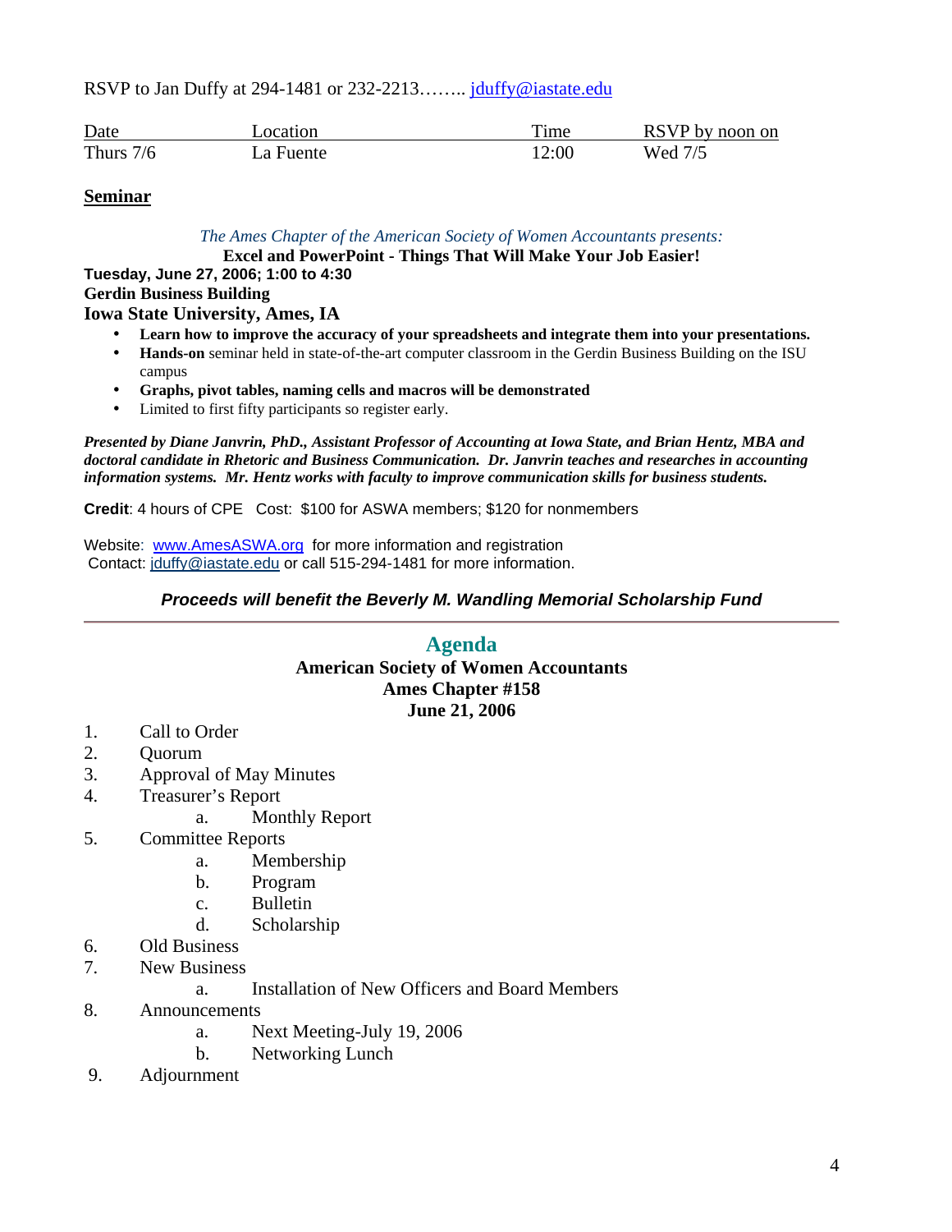RSVP to Jan Duffy at 294-1481 or 232-2213…….. jduffy@iastate.edu

| Date | Location | Time | RSVP by noon on |
|---|---|---|---|
| Thurs 7/6 | La Fuente | 12:00 | Wed 7/5 |

**Seminar**

*The Ames Chapter of the American Society of Women Accountants presents:*

**Excel and PowerPoint - Things That Will Make Your Job Easier!**

**Tuesday, June 27, 2006; 1:00 to 4:30**
**Gerdin Business Building**
**Iowa State University, Ames, IA**

- **Learn how to improve the accuracy of your spreadsheets and integrate them into your presentations.**
- **Hands-on** seminar held in state-of-the-art computer classroom in the Gerdin Business Building on the ISU campus
- **Graphs, pivot tables, naming cells and macros will be demonstrated**
- Limited to first fifty participants so register early.

***Presented by Diane Janvrin, PhD., Assistant Professor of Accounting at Iowa State, and Brian Hentz, MBA and doctoral candidate in Rhetoric and Business Communication. Dr. Janvrin teaches and researches in accounting information systems. Mr. Hentz works with faculty to improve communication skills for business students.***

**Credit**: 4 hours of CPE   Cost: $100 for ASWA members; $120 for nonmembers

Website: www.AmesASWA.org for more information and registration
Contact: jduffy@iastate.edu or call 515-294-1481 for more information.

***Proceeds will benefit the Beverly M. Wandling Memorial Scholarship Fund***

---

## Agenda

**American Society of Women Accountants**
**Ames Chapter #158**
**June 21, 2006**

1. Call to Order
2. Quorum
3. Approval of May Minutes
4. Treasurer's Report
   a. Monthly Report
5. Committee Reports
   a. Membership
   b. Program
   c. Bulletin
   d. Scholarship
6. Old Business
7. New Business
   a. Installation of New Officers and Board Members
8. Announcements
   a. Next Meeting-July 19, 2006
   b. Networking Lunch
9. Adjournment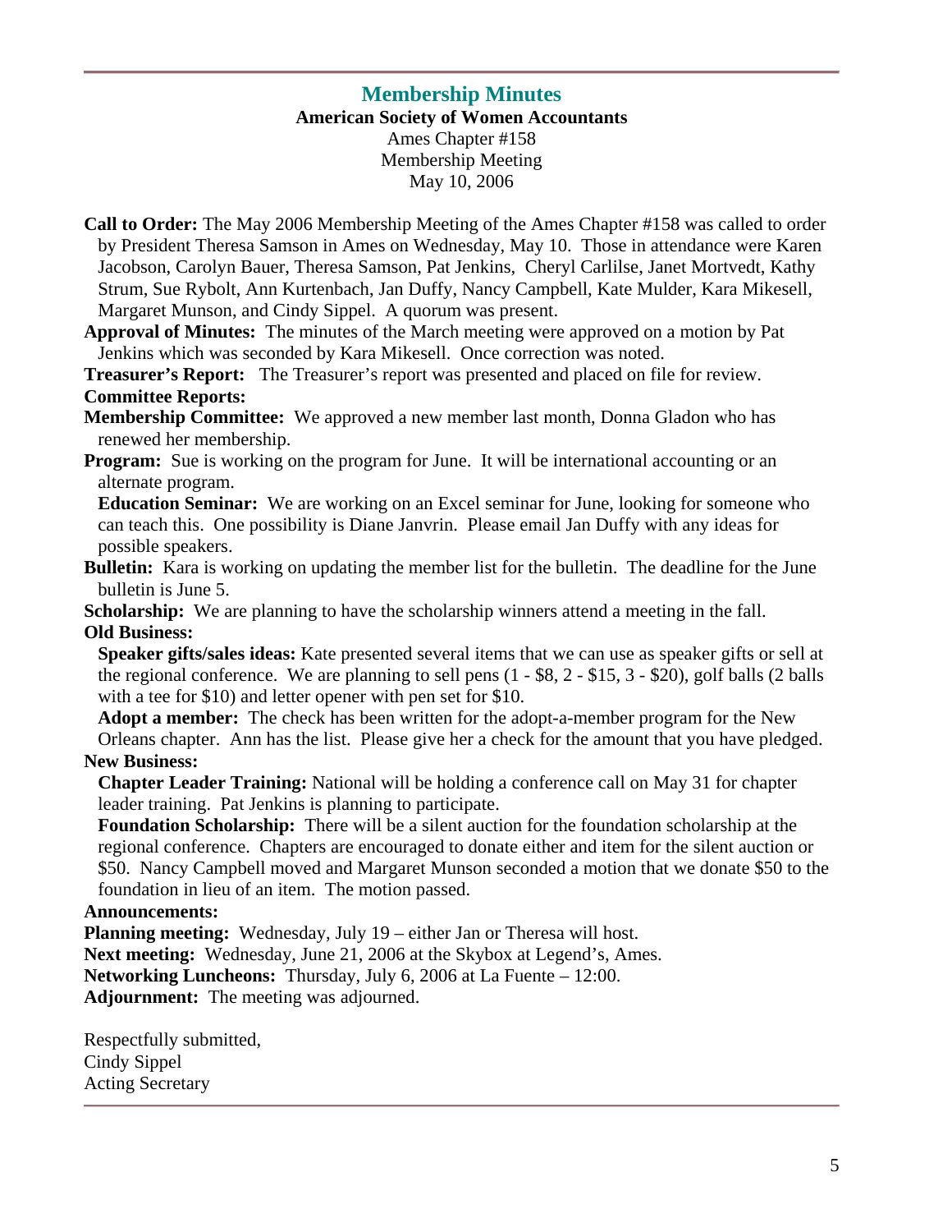## Membership Minutes

**American Society of Women Accountants**
Ames Chapter #158
Membership Meeting
May 10, 2006

**Call to Order:** The May 2006 Membership Meeting of the Ames Chapter #158 was called to order by President Theresa Samson in Ames on Wednesday, May 10. Those in attendance were Karen Jacobson, Carolyn Bauer, Theresa Samson, Pat Jenkins, Cheryl Carlilse, Janet Mortvedt, Kathy Strum, Sue Rybolt, Ann Kurtenbach, Jan Duffy, Nancy Campbell, Kate Mulder, Kara Mikesell, Margaret Munson, and Cindy Sippel. A quorum was present.

**Approval of Minutes:** The minutes of the March meeting were approved on a motion by Pat Jenkins which was seconded by Kara Mikesell. Once correction was noted.

**Treasurer's Report:** The Treasurer's report was presented and placed on file for review.

**Committee Reports:**

**Membership Committee:** We approved a new member last month, Donna Gladon who has renewed her membership.

**Program:** Sue is working on the program for June. It will be international accounting or an alternate program.

**Education Seminar:** We are working on an Excel seminar for June, looking for someone who can teach this. One possibility is Diane Janvrin. Please email Jan Duffy with any ideas for possible speakers.

**Bulletin:** Kara is working on updating the member list for the bulletin. The deadline for the June bulletin is June 5.

**Scholarship:** We are planning to have the scholarship winners attend a meeting in the fall.

**Old Business:**

**Speaker gifts/sales ideas:** Kate presented several items that we can use as speaker gifts or sell at the regional conference. We are planning to sell pens (1 - $8, 2 - $15, 3 - $20), golf balls (2 balls with a tee for $10) and letter opener with pen set for $10.

**Adopt a member:** The check has been written for the adopt-a-member program for the New Orleans chapter. Ann has the list. Please give her a check for the amount that you have pledged.

**New Business:**

**Chapter Leader Training:** National will be holding a conference call on May 31 for chapter leader training. Pat Jenkins is planning to participate.

**Foundation Scholarship:** There will be a silent auction for the foundation scholarship at the regional conference. Chapters are encouraged to donate either and item for the silent auction or $50. Nancy Campbell moved and Margaret Munson seconded a motion that we donate $50 to the foundation in lieu of an item. The motion passed.

**Announcements:**

**Planning meeting:** Wednesday, July 19 – either Jan or Theresa will host.

**Next meeting:** Wednesday, June 21, 2006 at the Skybox at Legend's, Ames.

**Networking Luncheons:** Thursday, July 6, 2006 at La Fuente – 12:00.

**Adjournment:** The meeting was adjourned.

Respectfully submitted,
Cindy Sippel
Acting Secretary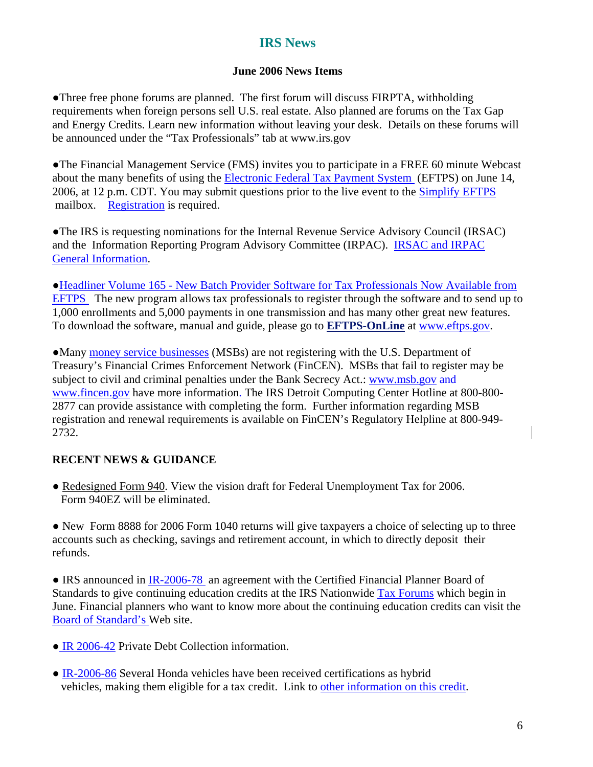# IRS News

## June 2006 News Items

●Three free phone forums are planned. The first forum will discuss FIRPTA, withholding requirements when foreign persons sell U.S. real estate. Also planned are forums on the Tax Gap and Energy Credits. Learn new information without leaving your desk. Details on these forums will be announced under the "Tax Professionals" tab at www.irs.gov

●The Financial Management Service (FMS) invites you to participate in a FREE 60 minute Webcast about the many benefits of using the Electronic Federal Tax Payment System (EFTPS) on June 14, 2006, at 12 p.m. CDT. You may submit questions prior to the live event to the Simplify EFTPS mailbox. Registration is required.

●The IRS is requesting nominations for the Internal Revenue Service Advisory Council (IRSAC) and the Information Reporting Program Advisory Committee (IRPAC). IRSAC and IRPAC General Information.

●Headliner Volume 165 - New Batch Provider Software for Tax Professionals Now Available from EFTPS The new program allows tax professionals to register through the software and to send up to 1,000 enrollments and 5,000 payments in one transmission and has many other great new features. To download the software, manual and guide, please go to **EFTPS-OnLine** at www.eftps.gov.

●Many money service businesses (MSBs) are not registering with the U.S. Department of Treasury's Financial Crimes Enforcement Network (FinCEN). MSBs that fail to register may be subject to civil and criminal penalties under the Bank Secrecy Act.: www.msb.gov and www.fincen.gov have more information. The IRS Detroit Computing Center Hotline at 800-800-2877 can provide assistance with completing the form. Further information regarding MSB registration and renewal requirements is available on FinCEN's Regulatory Helpline at 800-949-2732.

**RECENT NEWS & GUIDANCE**

● Redesigned Form 940. View the vision draft for Federal Unemployment Tax for 2006. Form 940EZ will be eliminated.

● New Form 8888 for 2006 Form 1040 returns will give taxpayers a choice of selecting up to three accounts such as checking, savings and retirement account, in which to directly deposit their refunds.

● IRS announced in IR-2006-78 an agreement with the Certified Financial Planner Board of Standards to give continuing education credits at the IRS Nationwide Tax Forums which begin in June. Financial planners who want to know more about the continuing education credits can visit the Board of Standard's Web site.

● IR 2006-42 Private Debt Collection information.

● IR-2006-86 Several Honda vehicles have been received certifications as hybrid vehicles, making them eligible for a tax credit. Link to other information on this credit.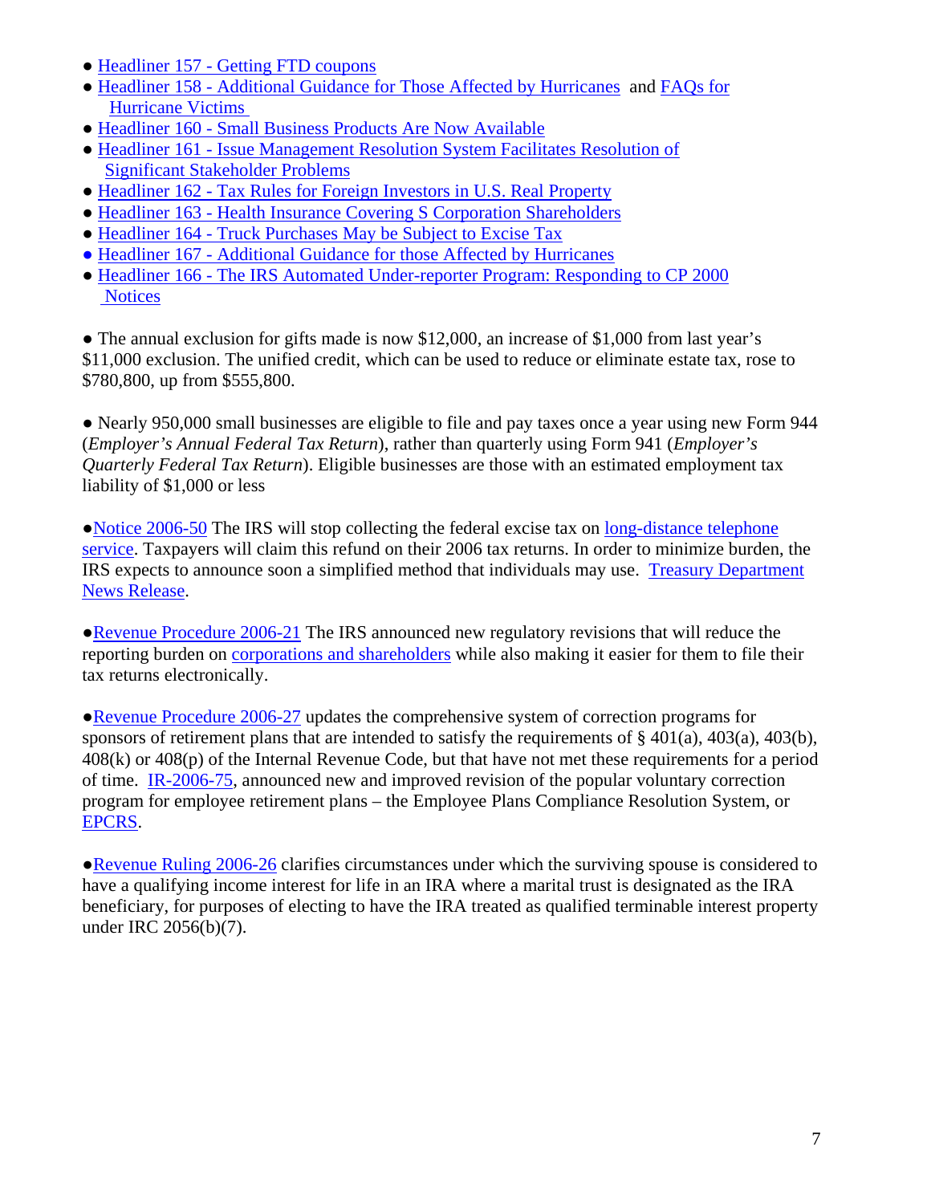- Headliner 157 - Getting FTD coupons
- Headliner 158 - Additional Guidance for Those Affected by Hurricanes and FAQs for Hurricane Victims
- Headliner 160 - Small Business Products Are Now Available
- Headliner 161 - Issue Management Resolution System Facilitates Resolution of Significant Stakeholder Problems
- Headliner 162 - Tax Rules for Foreign Investors in U.S. Real Property
- Headliner 163 - Health Insurance Covering S Corporation Shareholders
- Headliner 164 - Truck Purchases May be Subject to Excise Tax
- Headliner 167 - Additional Guidance for those Affected by Hurricanes
- Headliner 166 - The IRS Automated Under-reporter Program: Responding to CP 2000 Notices

● The annual exclusion for gifts made is now $12,000, an increase of $1,000 from last year's $11,000 exclusion. The unified credit, which can be used to reduce or eliminate estate tax, rose to $780,800, up from $555,800.

● Nearly 950,000 small businesses are eligible to file and pay taxes once a year using new Form 944 (*Employer's Annual Federal Tax Return*), rather than quarterly using Form 941 (*Employer's Quarterly Federal Tax Return*). Eligible businesses are those with an estimated employment tax liability of $1,000 or less

● Notice 2006-50 The IRS will stop collecting the federal excise tax on long-distance telephone service. Taxpayers will claim this refund on their 2006 tax returns. In order to minimize burden, the IRS expects to announce soon a simplified method that individuals may use. Treasury Department News Release.

● Revenue Procedure 2006-21 The IRS announced new regulatory revisions that will reduce the reporting burden on corporations and shareholders while also making it easier for them to file their tax returns electronically.

● Revenue Procedure 2006-27 updates the comprehensive system of correction programs for sponsors of retirement plans that are intended to satisfy the requirements of § 401(a), 403(a), 403(b), 408(k) or 408(p) of the Internal Revenue Code, but that have not met these requirements for a period of time. IR-2006-75, announced new and improved revision of the popular voluntary correction program for employee retirement plans – the Employee Plans Compliance Resolution System, or EPCRS.

● Revenue Ruling 2006-26 clarifies circumstances under which the surviving spouse is considered to have a qualifying income interest for life in an IRA where a marital trust is designated as the IRA beneficiary, for purposes of electing to have the IRA treated as qualified terminable interest property under IRC 2056(b)(7).